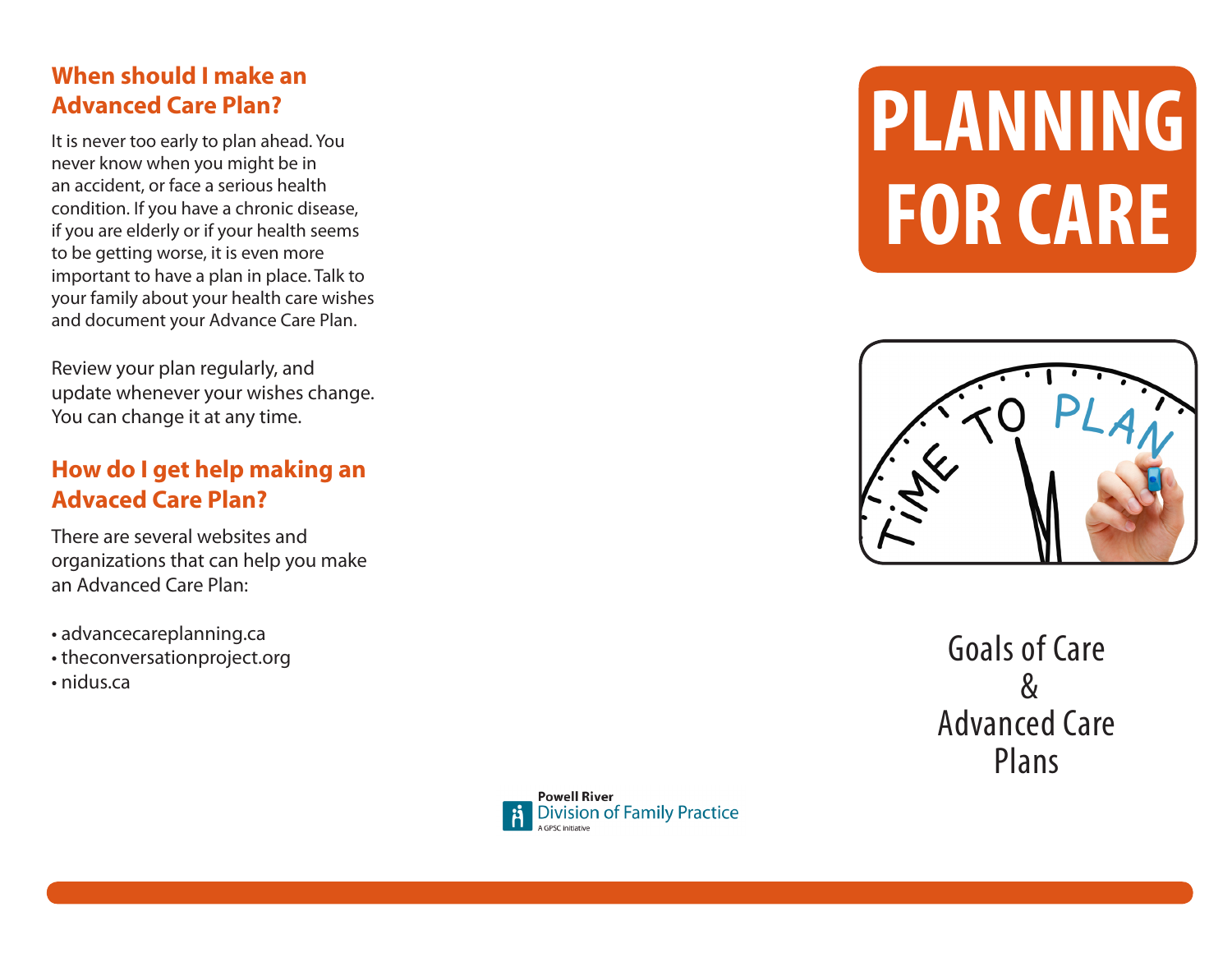## When should I make an Advanced Care Plan?

It is never too early to plan ahead. You never know when you might be in an accident, or face a serious health condition. If you have a chronic disease, if you are elderly or if your health seems to be getting worse, it is even more important to have a plan in place. Talk to your family about your health care wishes and document your Advance Care Plan.

Review your plan regularly, and update whenever your wishes change. You can change it at any time.

## How do I get help making an Advaced Care Plan?

There are several websites and organizations that can help you make an Advanced Care Plan:

- advancecareplanning.ca
- theconversationproject.org
- nidus.ca

Powell River
Division of Family Practice
A GPSC initiative

# PLANNING FOR CARE

Goals of Care
&
Advanced Care Plans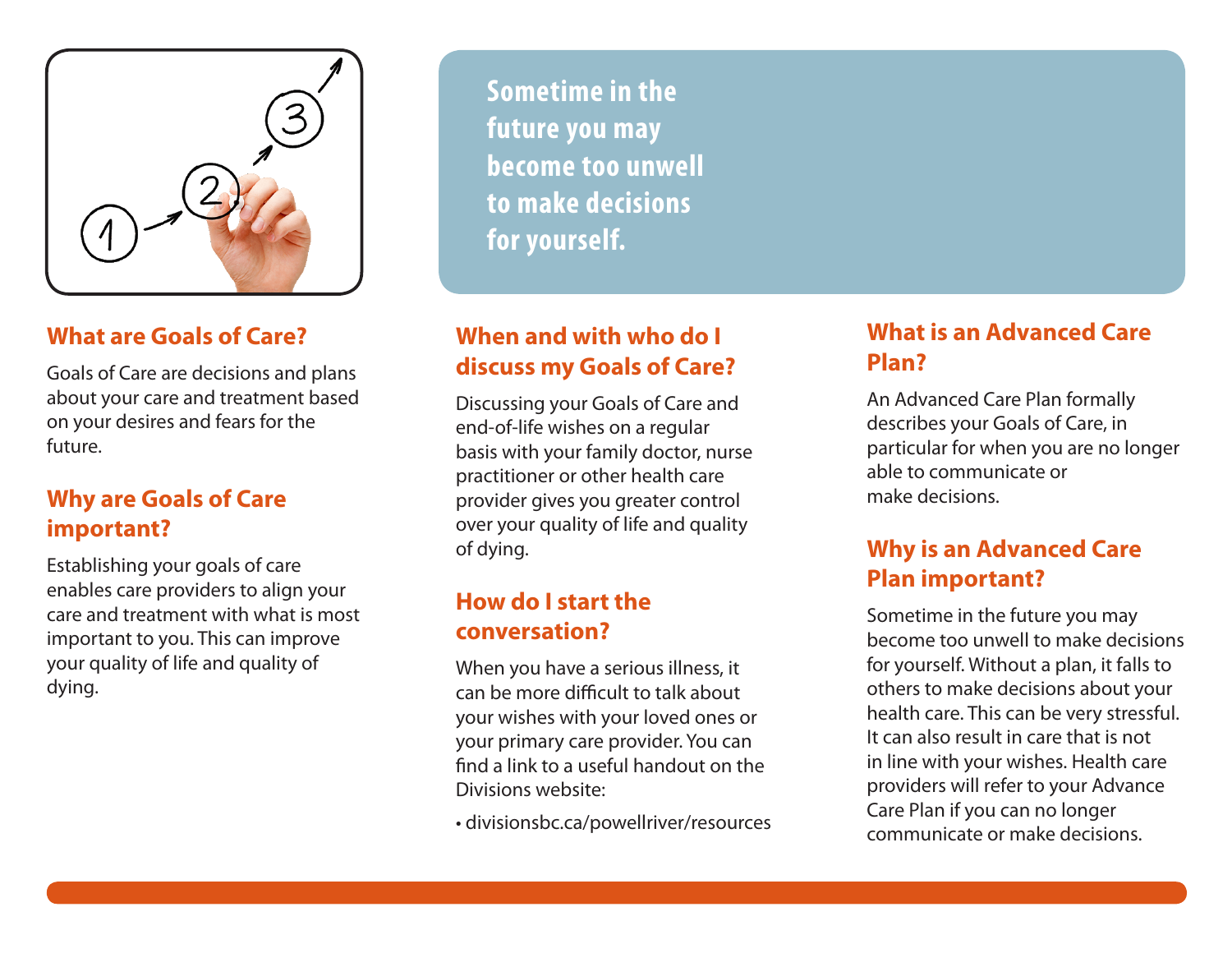**Sometime in the future you may become too unwell to make decisions for yourself.**

## What are Goals of Care?

Goals of Care are decisions and plans about your care and treatment based on your desires and fears for the future.

## Why are Goals of Care important?

Establishing your goals of care enables care providers to align your care and treatment with what is most important to you. This can improve your quality of life and quality of dying.

## When and with who do I discuss my Goals of Care?

Discussing your Goals of Care and end-of-life wishes on a regular basis with your family doctor, nurse practitioner or other health care provider gives you greater control over your quality of life and quality of dying.

## How do I start the conversation?

When you have a serious illness, it can be more difficult to talk about your wishes with your loved ones or your primary care provider. You can find a link to a useful handout on the Divisions website:

- divisionsbc.ca/powellriver/resources

## What is an Advanced Care Plan?

An Advanced Care Plan formally describes your Goals of Care, in particular for when you are no longer able to communicate or make decisions.

## Why is an Advanced Care Plan important?

Sometime in the future you may become too unwell to make decisions for yourself. Without a plan, it falls to others to make decisions about your health care. This can be very stressful. It can also result in care that is not in line with your wishes. Health care providers will refer to your Advance Care Plan if you can no longer communicate or make decisions.